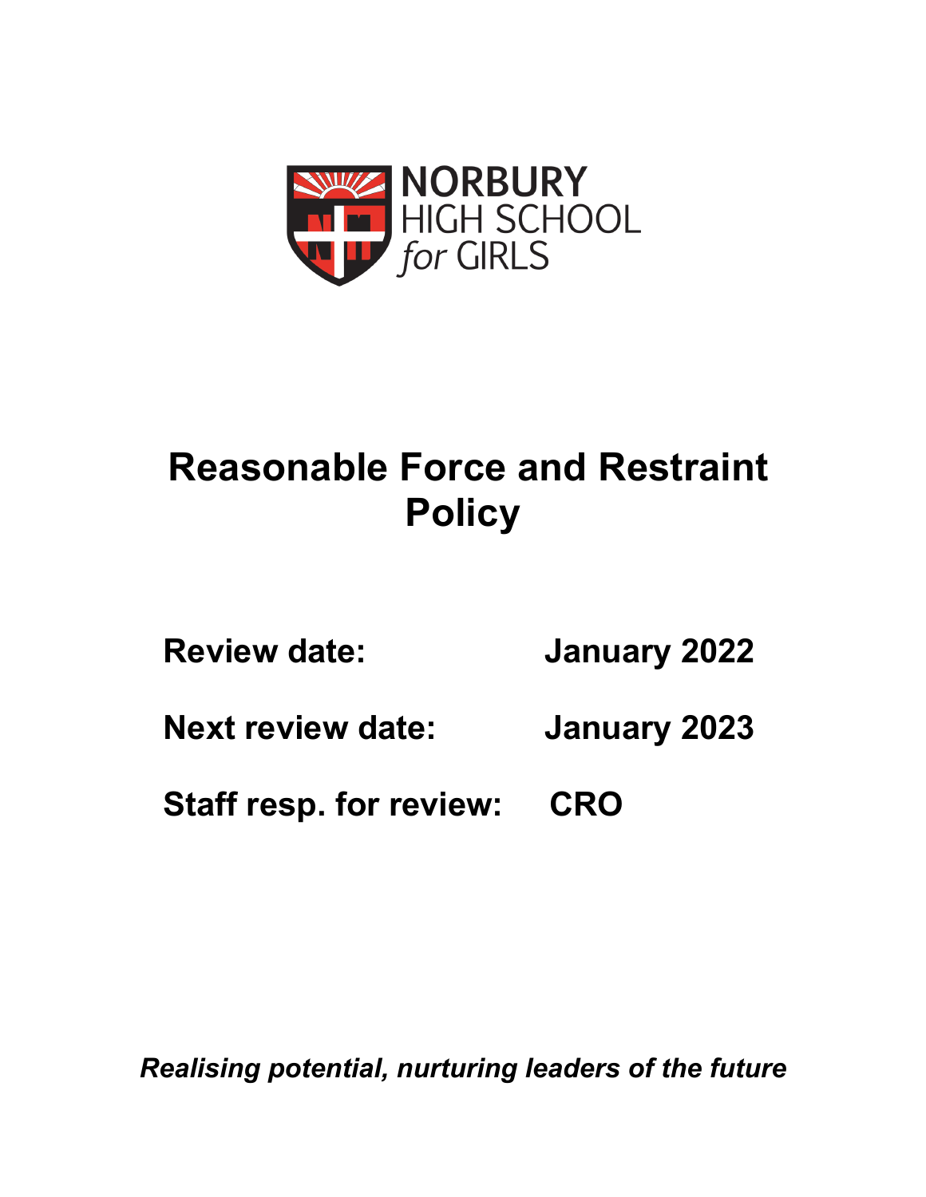NORBURY
HIGH SCHOOL
*for* GIRLS

# Reasonable Force and Restraint Policy

**Review date:** **January 2022**

**Next review date:** **January 2023**

**Staff resp. for review:** **CRO**

***Realising potential, nurturing leaders of the future***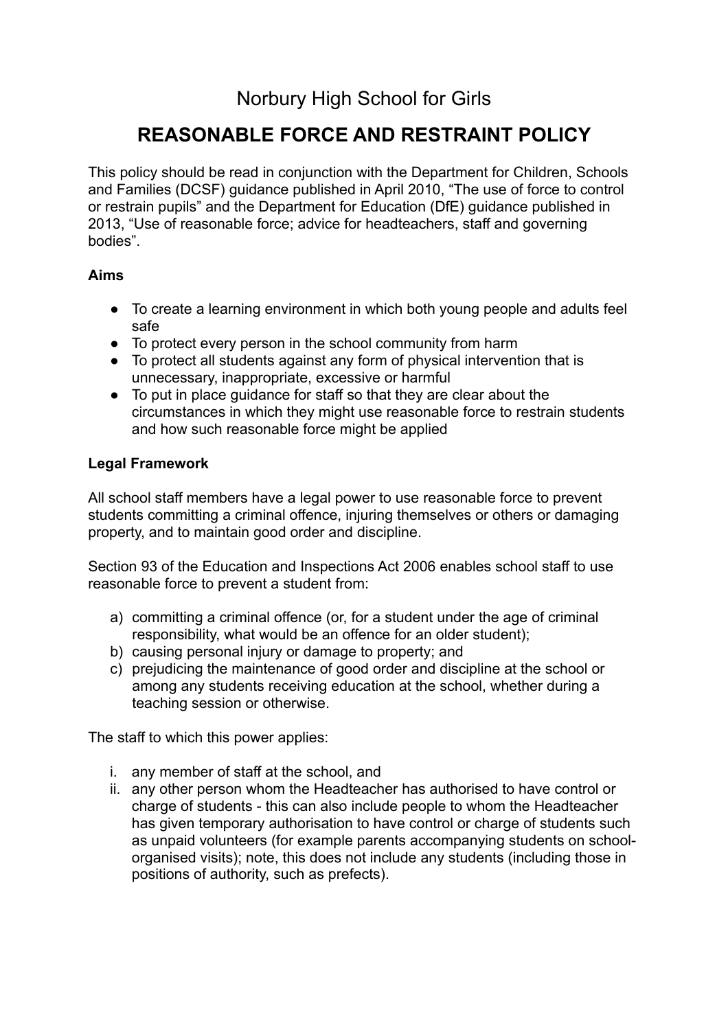# Norbury High School for Girls

## REASONABLE FORCE AND RESTRAINT POLICY

This policy should be read in conjunction with the Department for Children, Schools and Families (DCSF) guidance published in April 2010, "The use of force to control or restrain pupils" and the Department for Education (DfE) guidance published in 2013, "Use of reasonable force; advice for headteachers, staff and governing bodies".

**Aims**

- To create a learning environment in which both young people and adults feel safe
- To protect every person in the school community from harm
- To protect all students against any form of physical intervention that is unnecessary, inappropriate, excessive or harmful
- To put in place guidance for staff so that they are clear about the circumstances in which they might use reasonable force to restrain students and how such reasonable force might be applied

**Legal Framework**

All school staff members have a legal power to use reasonable force to prevent students committing a criminal offence, injuring themselves or others or damaging property, and to maintain good order and discipline.

Section 93 of the Education and Inspections Act 2006 enables school staff to use reasonable force to prevent a student from:

a) committing a criminal offence (or, for a student under the age of criminal responsibility, what would be an offence for an older student);
b) causing personal injury or damage to property; and
c) prejudicing the maintenance of good order and discipline at the school or among any students receiving education at the school, whether during a teaching session or otherwise.

The staff to which this power applies:

i. any member of staff at the school, and
ii. any other person whom the Headteacher has authorised to have control or charge of students - this can also include people to whom the Headteacher has given temporary authorisation to have control or charge of students such as unpaid volunteers (for example parents accompanying students on school-organised visits); note, this does not include any students (including those in positions of authority, such as prefects).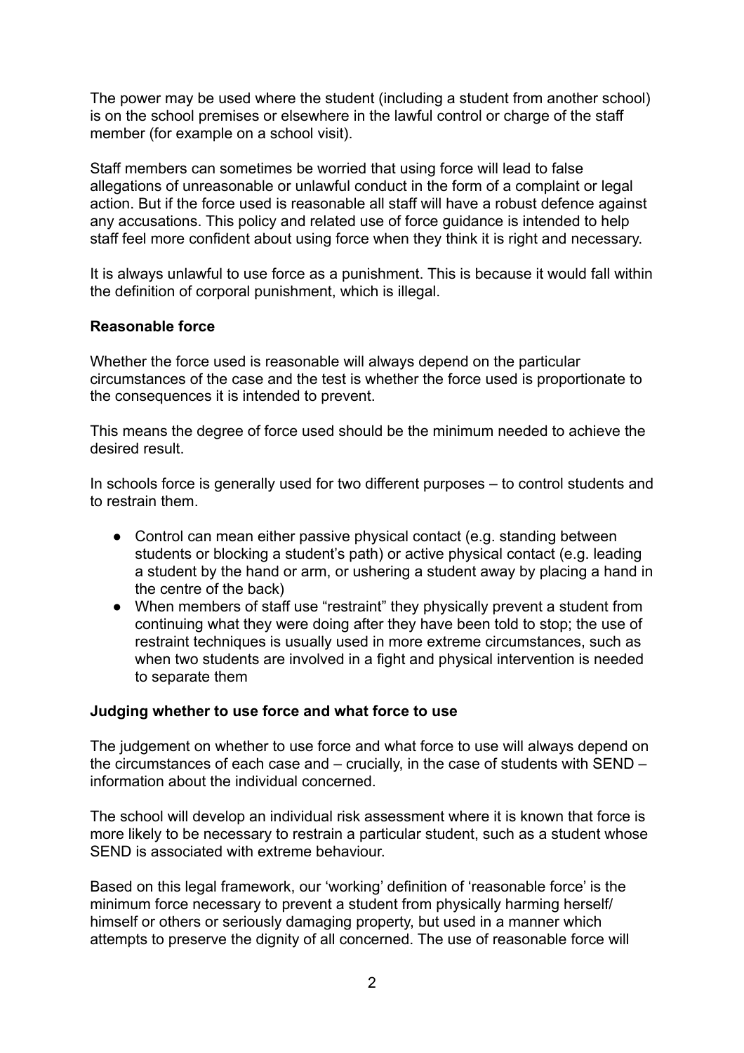The power may be used where the student (including a student from another school) is on the school premises or elsewhere in the lawful control or charge of the staff member (for example on a school visit).

Staff members can sometimes be worried that using force will lead to false allegations of unreasonable or unlawful conduct in the form of a complaint or legal action. But if the force used is reasonable all staff will have a robust defence against any accusations. This policy and related use of force guidance is intended to help staff feel more confident about using force when they think it is right and necessary.

It is always unlawful to use force as a punishment. This is because it would fall within the definition of corporal punishment, which is illegal.

**Reasonable force**

Whether the force used is reasonable will always depend on the particular circumstances of the case and the test is whether the force used is proportionate to the consequences it is intended to prevent.

This means the degree of force used should be the minimum needed to achieve the desired result.

In schools force is generally used for two different purposes – to control students and to restrain them.

- Control can mean either passive physical contact (e.g. standing between students or blocking a student's path) or active physical contact (e.g. leading a student by the hand or arm, or ushering a student away by placing a hand in the centre of the back)
- When members of staff use "restraint" they physically prevent a student from continuing what they were doing after they have been told to stop; the use of restraint techniques is usually used in more extreme circumstances, such as when two students are involved in a fight and physical intervention is needed to separate them

**Judging whether to use force and what force to use**

The judgement on whether to use force and what force to use will always depend on the circumstances of each case and – crucially, in the case of students with SEND – information about the individual concerned.

The school will develop an individual risk assessment where it is known that force is more likely to be necessary to restrain a particular student, such as a student whose SEND is associated with extreme behaviour.

Based on this legal framework, our 'working' definition of 'reasonable force' is the minimum force necessary to prevent a student from physically harming herself/ himself or others or seriously damaging property, but used in a manner which attempts to preserve the dignity of all concerned. The use of reasonable force will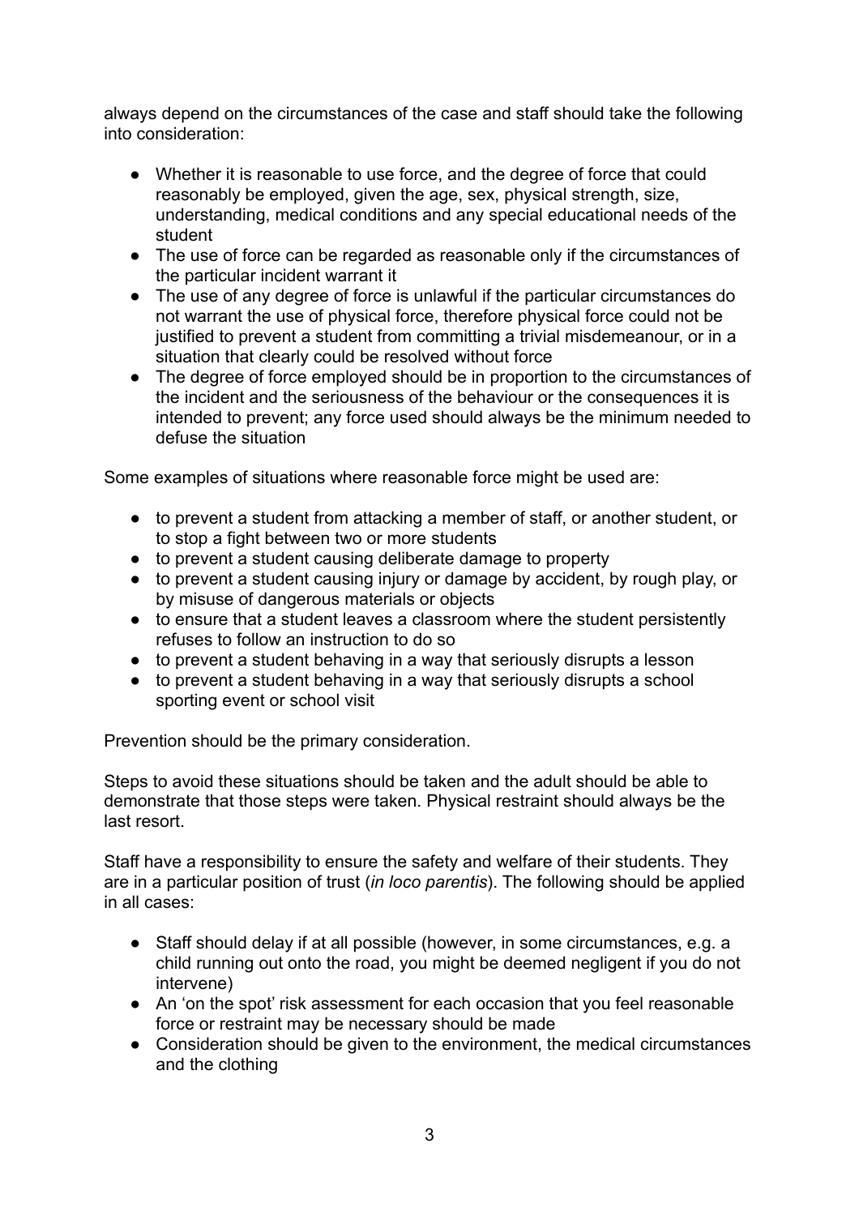always depend on the circumstances of the case and staff should take the following into consideration:

- Whether it is reasonable to use force, and the degree of force that could reasonably be employed, given the age, sex, physical strength, size, understanding, medical conditions and any special educational needs of the student
- The use of force can be regarded as reasonable only if the circumstances of the particular incident warrant it
- The use of any degree of force is unlawful if the particular circumstances do not warrant the use of physical force, therefore physical force could not be justified to prevent a student from committing a trivial misdemeanour, or in a situation that clearly could be resolved without force
- The degree of force employed should be in proportion to the circumstances of the incident and the seriousness of the behaviour or the consequences it is intended to prevent; any force used should always be the minimum needed to defuse the situation

Some examples of situations where reasonable force might be used are:

- to prevent a student from attacking a member of staff, or another student, or to stop a fight between two or more students
- to prevent a student causing deliberate damage to property
- to prevent a student causing injury or damage by accident, by rough play, or by misuse of dangerous materials or objects
- to ensure that a student leaves a classroom where the student persistently refuses to follow an instruction to do so
- to prevent a student behaving in a way that seriously disrupts a lesson
- to prevent a student behaving in a way that seriously disrupts a school sporting event or school visit

Prevention should be the primary consideration.

Steps to avoid these situations should be taken and the adult should be able to demonstrate that those steps were taken. Physical restraint should always be the last resort.

Staff have a responsibility to ensure the safety and welfare of their students. They are in a particular position of trust (*in loco parentis*). The following should be applied in all cases:

- Staff should delay if at all possible (however, in some circumstances, e.g. a child running out onto the road, you might be deemed negligent if you do not intervene)
- An 'on the spot' risk assessment for each occasion that you feel reasonable force or restraint may be necessary should be made
- Consideration should be given to the environment, the medical circumstances and the clothing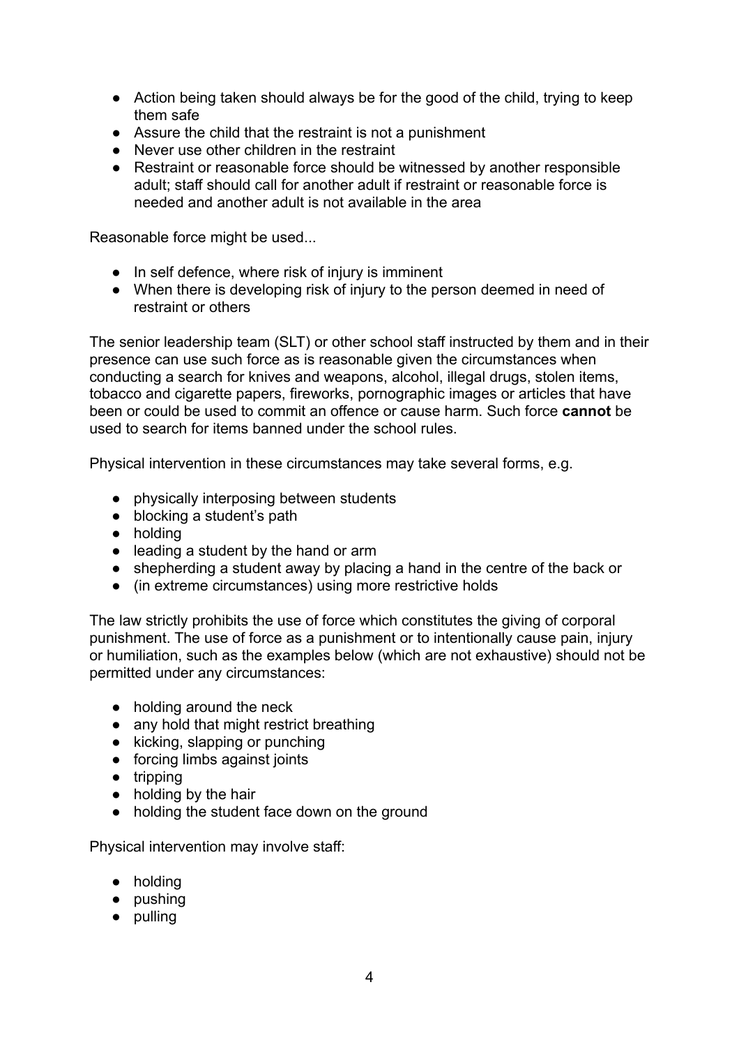- Action being taken should always be for the good of the child, trying to keep them safe
- Assure the child that the restraint is not a punishment
- Never use other children in the restraint
- Restraint or reasonable force should be witnessed by another responsible adult; staff should call for another adult if restraint or reasonable force is needed and another adult is not available in the area

Reasonable force might be used...

- In self defence, where risk of injury is imminent
- When there is developing risk of injury to the person deemed in need of restraint or others

The senior leadership team (SLT) or other school staff instructed by them and in their presence can use such force as is reasonable given the circumstances when conducting a search for knives and weapons, alcohol, illegal drugs, stolen items, tobacco and cigarette papers, fireworks, pornographic images or articles that have been or could be used to commit an offence or cause harm. Such force **cannot** be used to search for items banned under the school rules.

Physical intervention in these circumstances may take several forms, e.g.

- physically interposing between students
- blocking a student's path
- holding
- leading a student by the hand or arm
- shepherding a student away by placing a hand in the centre of the back or
- (in extreme circumstances) using more restrictive holds

The law strictly prohibits the use of force which constitutes the giving of corporal punishment. The use of force as a punishment or to intentionally cause pain, injury or humiliation, such as the examples below (which are not exhaustive) should not be permitted under any circumstances:

- holding around the neck
- any hold that might restrict breathing
- kicking, slapping or punching
- forcing limbs against joints
- tripping
- holding by the hair
- holding the student face down on the ground

Physical intervention may involve staff:

- holding
- pushing
- pulling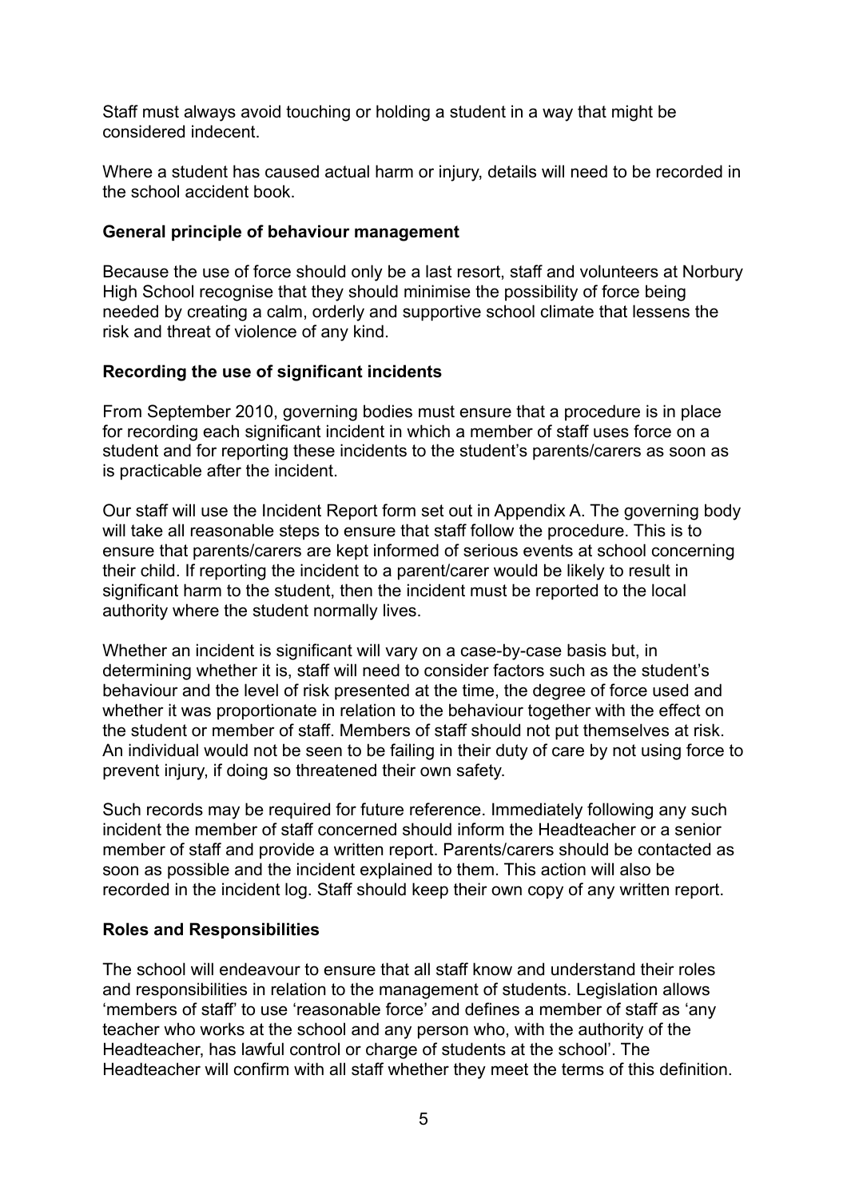Staff must always avoid touching or holding a student in a way that might be considered indecent.

Where a student has caused actual harm or injury, details will need to be recorded in the school accident book.

**General principle of behaviour management**

Because the use of force should only be a last resort, staff and volunteers at Norbury High School recognise that they should minimise the possibility of force being needed by creating a calm, orderly and supportive school climate that lessens the risk and threat of violence of any kind.

**Recording the use of significant incidents**

From September 2010, governing bodies must ensure that a procedure is in place for recording each significant incident in which a member of staff uses force on a student and for reporting these incidents to the student's parents/carers as soon as is practicable after the incident.

Our staff will use the Incident Report form set out in Appendix A. The governing body will take all reasonable steps to ensure that staff follow the procedure. This is to ensure that parents/carers are kept informed of serious events at school concerning their child. If reporting the incident to a parent/carer would be likely to result in significant harm to the student, then the incident must be reported to the local authority where the student normally lives.

Whether an incident is significant will vary on a case-by-case basis but, in determining whether it is, staff will need to consider factors such as the student's behaviour and the level of risk presented at the time, the degree of force used and whether it was proportionate in relation to the behaviour together with the effect on the student or member of staff. Members of staff should not put themselves at risk. An individual would not be seen to be failing in their duty of care by not using force to prevent injury, if doing so threatened their own safety.

Such records may be required for future reference. Immediately following any such incident the member of staff concerned should inform the Headteacher or a senior member of staff and provide a written report. Parents/carers should be contacted as soon as possible and the incident explained to them. This action will also be recorded in the incident log. Staff should keep their own copy of any written report.

**Roles and Responsibilities**

The school will endeavour to ensure that all staff know and understand their roles and responsibilities in relation to the management of students. Legislation allows 'members of staff' to use 'reasonable force' and defines a member of staff as 'any teacher who works at the school and any person who, with the authority of the Headteacher, has lawful control or charge of students at the school'. The Headteacher will confirm with all staff whether they meet the terms of this definition.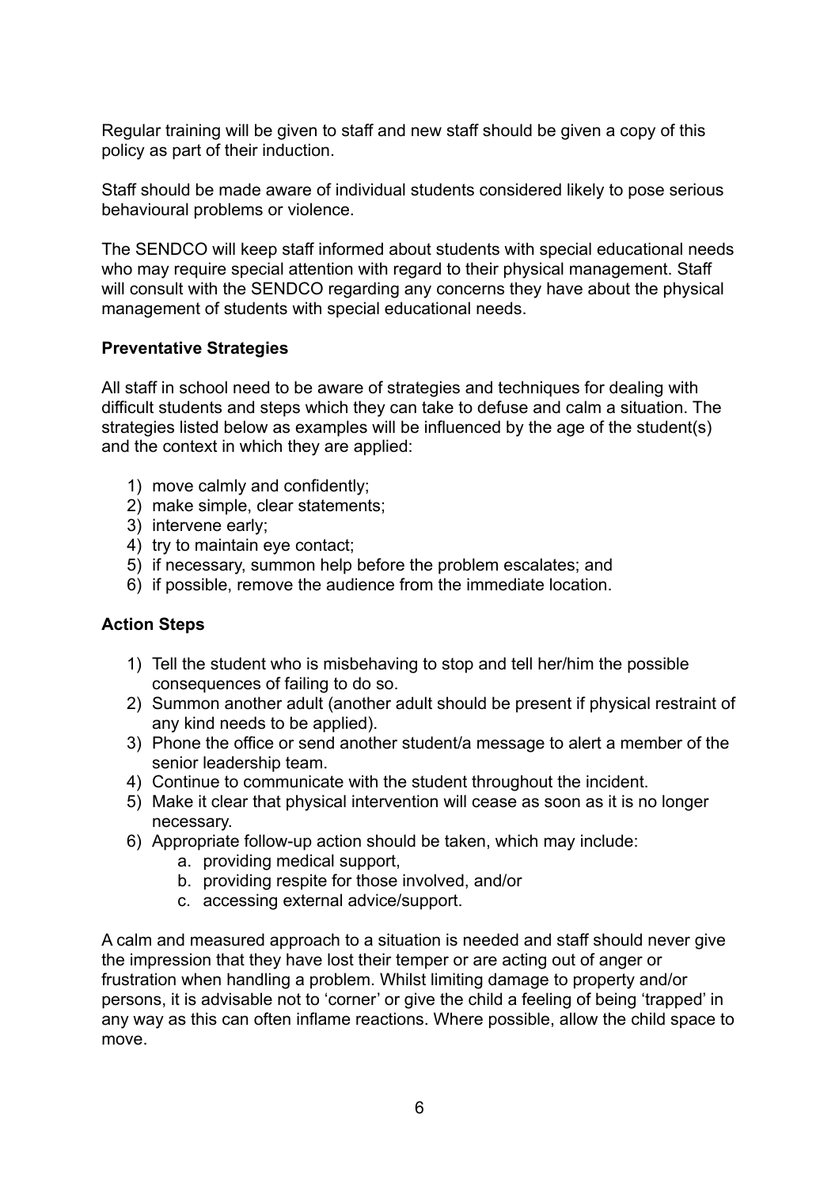Regular training will be given to staff and new staff should be given a copy of this policy as part of their induction.

Staff should be made aware of individual students considered likely to pose serious behavioural problems or violence.

The SENDCO will keep staff informed about students with special educational needs who may require special attention with regard to their physical management. Staff will consult with the SENDCO regarding any concerns they have about the physical management of students with special educational needs.

**Preventative Strategies**

All staff in school need to be aware of strategies and techniques for dealing with difficult students and steps which they can take to defuse and calm a situation. The strategies listed below as examples will be influenced by the age of the student(s) and the context in which they are applied:

1) move calmly and confidently;
2) make simple, clear statements;
3) intervene early;
4) try to maintain eye contact;
5) if necessary, summon help before the problem escalates; and
6) if possible, remove the audience from the immediate location.

**Action Steps**

1) Tell the student who is misbehaving to stop and tell her/him the possible consequences of failing to do so.
2) Summon another adult (another adult should be present if physical restraint of any kind needs to be applied).
3) Phone the office or send another student/a message to alert a member of the senior leadership team.
4) Continue to communicate with the student throughout the incident.
5) Make it clear that physical intervention will cease as soon as it is no longer necessary.
6) Appropriate follow-up action should be taken, which may include:
    a. providing medical support,
    b. providing respite for those involved, and/or
    c. accessing external advice/support.

A calm and measured approach to a situation is needed and staff should never give the impression that they have lost their temper or are acting out of anger or frustration when handling a problem. Whilst limiting damage to property and/or persons, it is advisable not to 'corner' or give the child a feeling of being 'trapped' in any way as this can often inflame reactions. Where possible, allow the child space to move.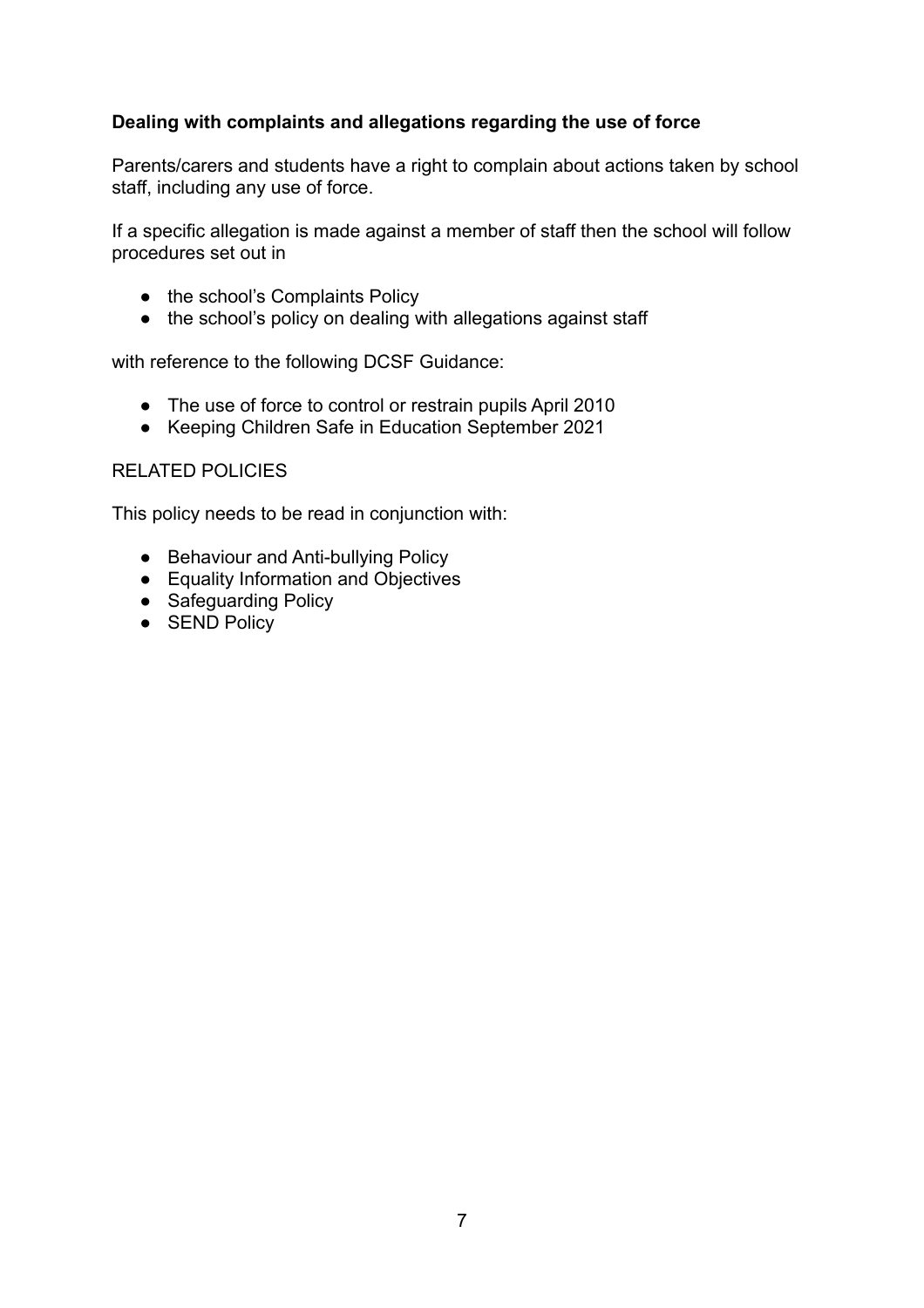**Dealing with complaints and allegations regarding the use of force**

Parents/carers and students have a right to complain about actions taken by school staff, including any use of force.

If a specific allegation is made against a member of staff then the school will follow procedures set out in

- the school's Complaints Policy
- the school's policy on dealing with allegations against staff

with reference to the following DCSF Guidance:

- The use of force to control or restrain pupils April 2010
- Keeping Children Safe in Education September 2021

RELATED POLICIES

This policy needs to be read in conjunction with:

- Behaviour and Anti-bullying Policy
- Equality Information and Objectives
- Safeguarding Policy
- SEND Policy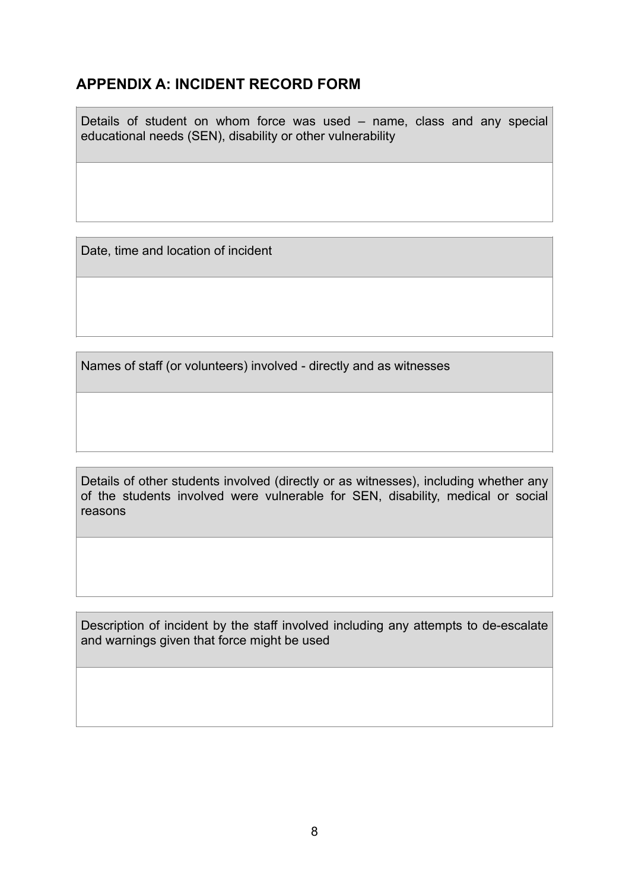## APPENDIX A: INCIDENT RECORD FORM

| Details of student on whom force was used – name, class and any special educational needs (SEN), disability or other vulnerability |
| --- |
| |

| Date, time and location of incident |
| --- |
| |

| Names of staff (or volunteers) involved - directly and as witnesses |
| --- |
| |

| Details of other students involved (directly or as witnesses), including whether any of the students involved were vulnerable for SEN, disability, medical or social reasons |
| --- |
| |

| Description of incident by the staff involved including any attempts to de-escalate and warnings given that force might be used |
| --- |
| |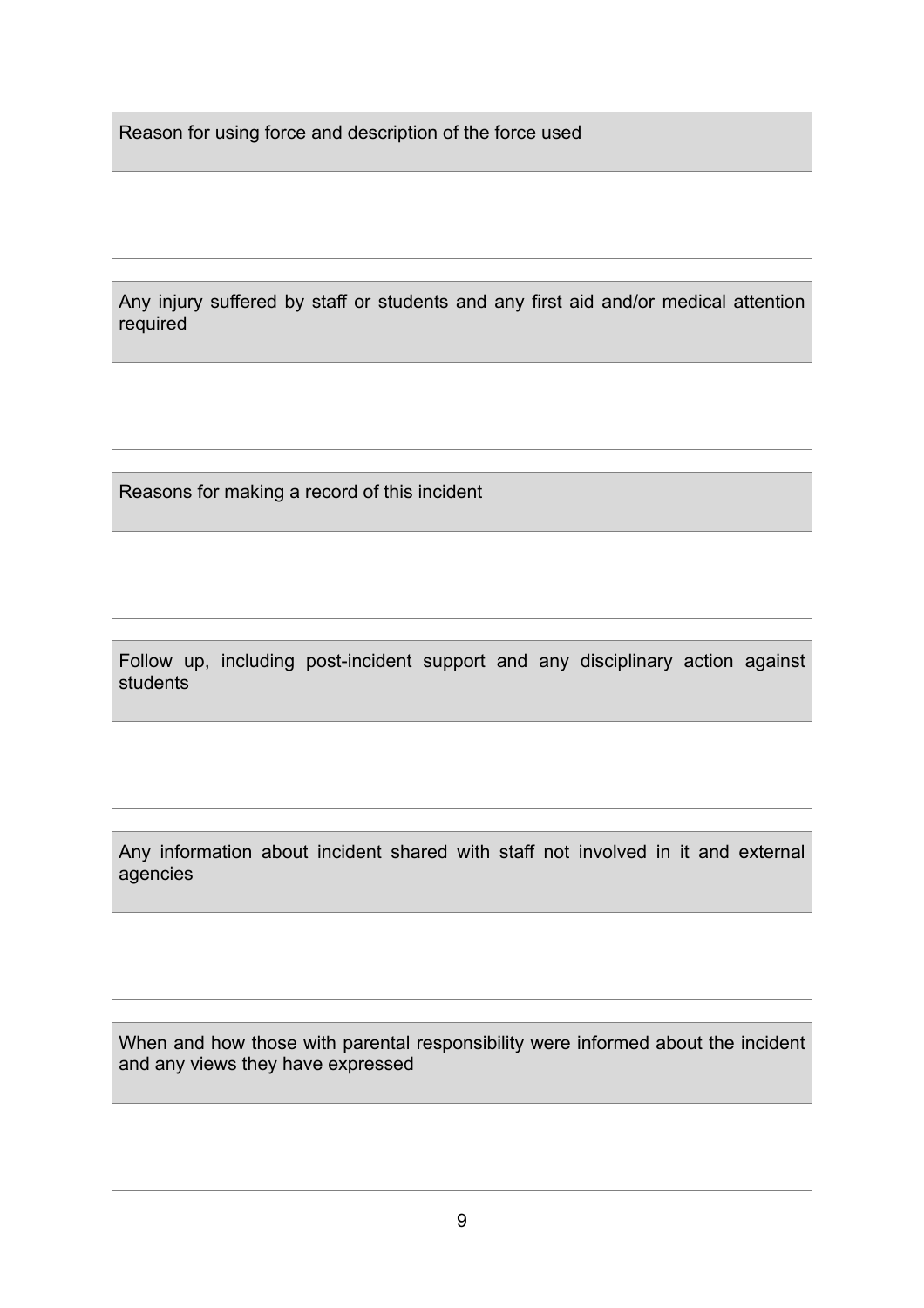| Reason for using force and description of the force used |
| --- |
| |

| Any injury suffered by staff or students and any first aid and/or medical attention required |
| --- |
| |

| Reasons for making a record of this incident |
| --- |
| |

| Follow up, including post-incident support and any disciplinary action against students |
| --- |
| |

| Any information about incident shared with staff not involved in it and external agencies |
| --- |
| |

| When and how those with parental responsibility were informed about the incident and any views they have expressed |
| --- |
| |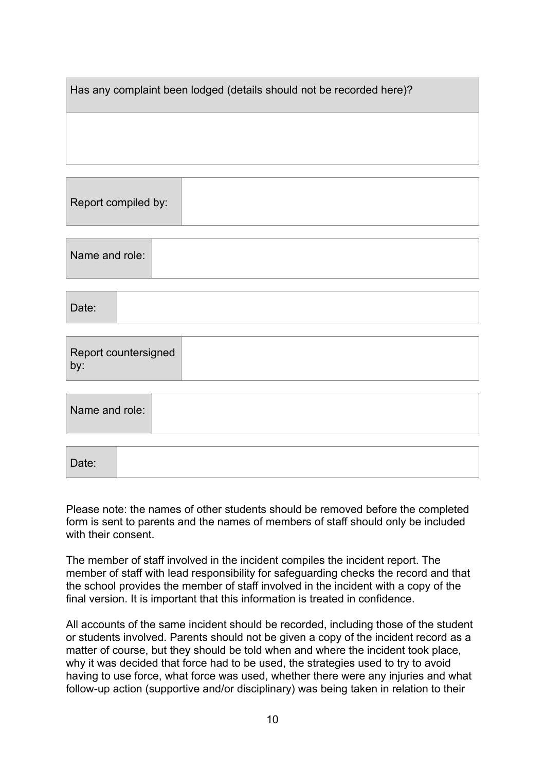| Has any complaint been lodged (details should not be recorded here)? |
| --- |
| |

| Report compiled by: | |
| --- | --- |

| Name and role: | |
| --- | --- |

| Date: | |
| --- | --- |

| Report countersigned by: | |
| --- | --- |

| Name and role: | |
| --- | --- |

| Date: | |
| --- | --- |

Please note: the names of other students should be removed before the completed form is sent to parents and the names of members of staff should only be included with their consent.

The member of staff involved in the incident compiles the incident report. The member of staff with lead responsibility for safeguarding checks the record and that the school provides the member of staff involved in the incident with a copy of the final version. It is important that this information is treated in confidence.

All accounts of the same incident should be recorded, including those of the student or students involved. Parents should not be given a copy of the incident record as a matter of course, but they should be told when and where the incident took place, why it was decided that force had to be used, the strategies used to try to avoid having to use force, what force was used, whether there were any injuries and what follow-up action (supportive and/or disciplinary) was being taken in relation to their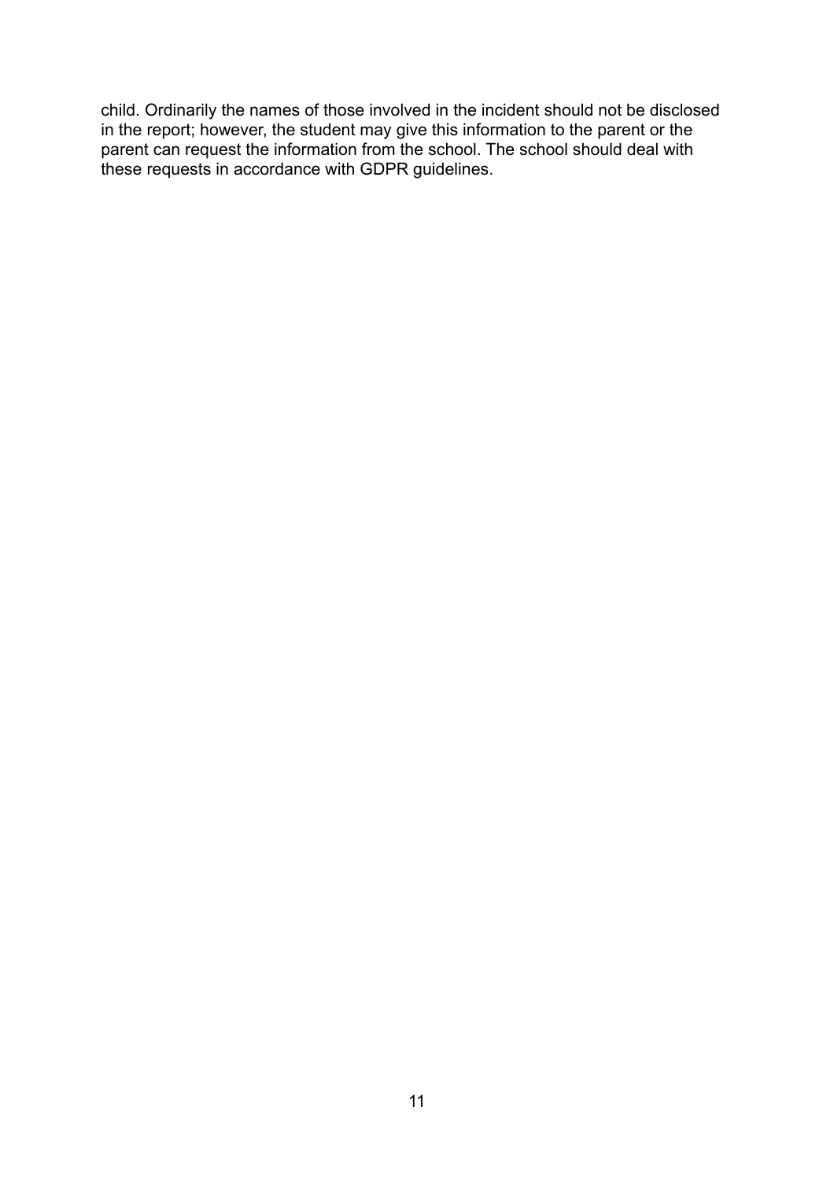child. Ordinarily the names of those involved in the incident should not be disclosed in the report; however, the student may give this information to the parent or the parent can request the information from the school. The school should deal with these requests in accordance with GDPR guidelines.